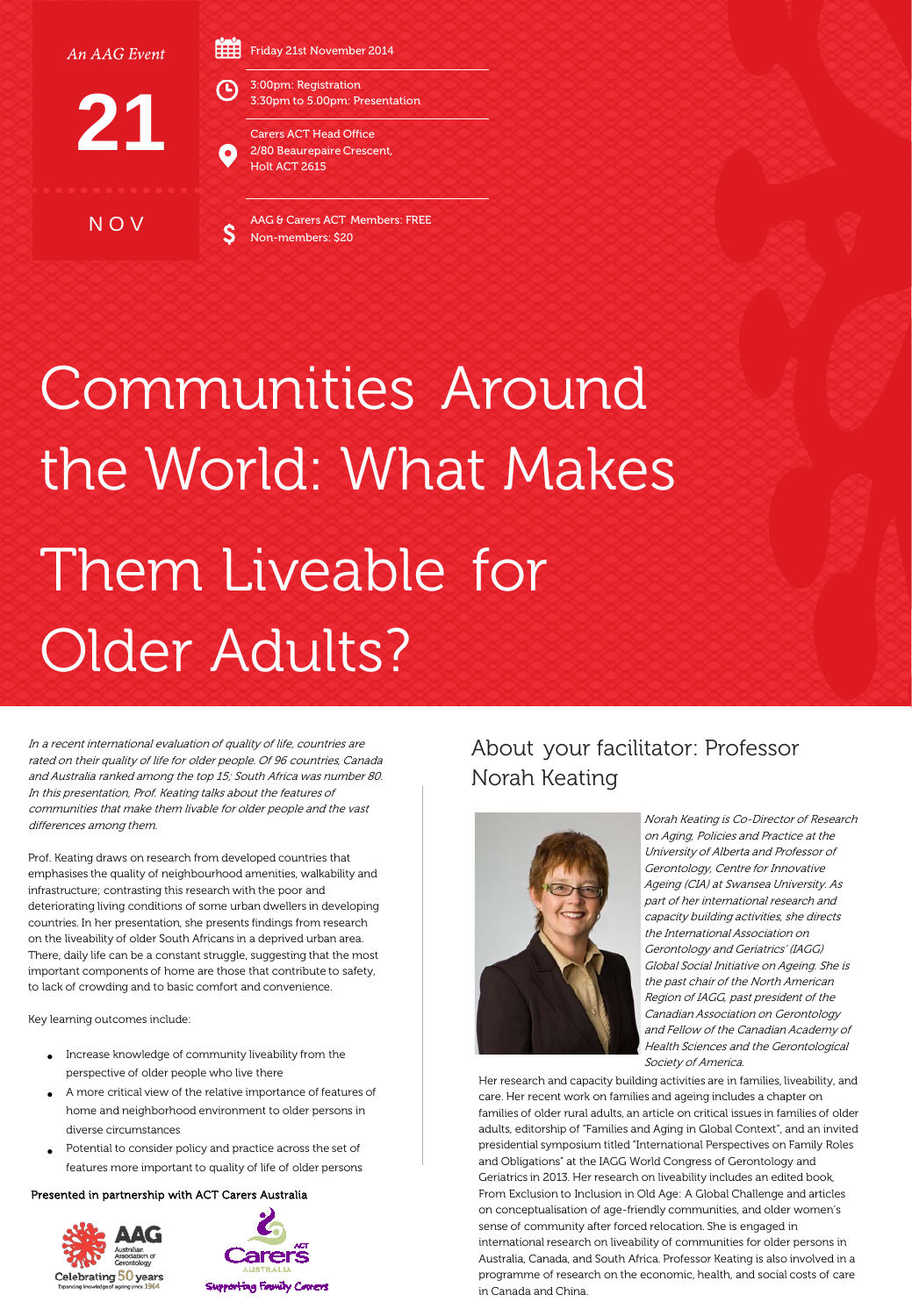*An AAG Event*

**21**

**NOV**

Friday 21st November 2014

3:00pm: Registration
3:30pm to 5.00pm: Presentation

Carers ACT Head Office
2/80 Beaurepaire Crescent,
Holt ACT 2615

AAG & Carers ACT Members: FREE
Non-members: $20

# Communities Around the World: What Makes Them Liveable for Older Adults?

*In a recent international evaluation of quality of life, countries are rated on their quality of life for older people. Of 96 countries, Canada and Australia ranked among the top 15; South Africa was number 80. In this presentation, Prof. Keating talks about the features of communities that make them livable for older people and the vast differences among them.*

Prof. Keating draws on research from developed countries that emphasises the quality of neighbourhood amenities, walkability and infrastructure; contrasting this research with the poor and deteriorating living conditions of some urban dwellers in developing countries. In her presentation, she presents findings from research on the liveability of older South Africans in a deprived urban area. There, daily life can be a constant struggle, suggesting that the most important components of home are those that contribute to safety, to lack of crowding and to basic comfort and convenience.

Key learning outcomes include:

- Increase knowledge of community liveability from the perspective of older people who live there
- A more critical view of the relative importance of features of home and neighborhood environment to older persons in diverse circumstances
- Potential to consider policy and practice across the set of features more important to quality of life of older persons

Presented in partnership with ACT Carers Australia

AAG Australian Association of Gerontology — Celebrating 50 years — Expanding knowledge of ageing since 1964

Carers ACT Australia — Supporting Family Carers

## About your facilitator: Professor Norah Keating

*Norah Keating is Co-Director of Research on Aging, Policies and Practice at the University of Alberta and Professor of Gerontology, Centre for Innovative Ageing (CIA) at Swansea University. As part of her international research and capacity building activities, she directs the International Association on Gerontology and Geriatrics' (IAGG) Global Social Initiative on Ageing. She is the past chair of the North American Region of IAGG, past president of the Canadian Association on Gerontology and Fellow of the Canadian Academy of Health Sciences and the Gerontological Society of America.*

Her research and capacity building activities are in families, liveability, and care. Her recent work on families and ageing includes a chapter on families of older rural adults, an article on critical issues in families of older adults, editorship of "Families and Aging in Global Context", and an invited presidential symposium titled "International Perspectives on Family Roles and Obligations" at the IAGG World Congress of Gerontology and Geriatrics in 2013. Her research on liveability includes an edited book, From Exclusion to Inclusion in Old Age: A Global Challenge and articles on conceptualisation of age-friendly communities, and older women's sense of community after forced relocation. She is engaged in international research on liveability of communities for older persons in Australia, Canada, and South Africa. Professor Keating is also involved in a programme of research on the economic, health, and social costs of care in Canada and China.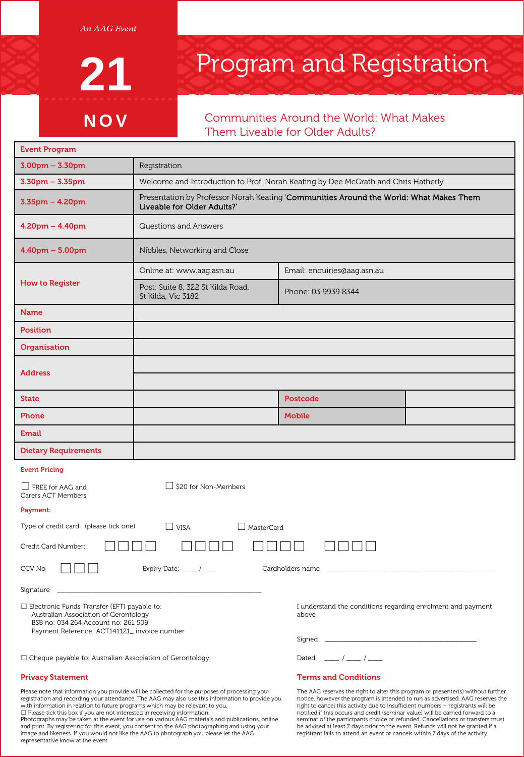*An AAG Event*

**21**

**NOV**

# Program and Registration

## Communities Around the World: What Makes Them Liveable for Older Adults?

| Event Program | | |
|---|---|---|
| 3.00pm – 3.30pm | Registration | |
| 3.30pm – 3.35pm | Welcome and Introduction to Prof. Norah Keating by Dee McGrath and Chris Hatherly | |
| 3.35pm – 4.20pm | Presentation by Professor Norah Keating '**Communities Around the World: What Makes Them Liveable for Older Adults?**' | |
| 4.20pm – 4.40pm | Questions and Answers | |
| 4.40pm – 5.00pm | Nibbles, Networking and Close | |
| How to Register | Online at: www.aag.asn.au | Email: enquiries@aag.asn.au |
| | Post: Suite 8, 322 St Kilda Road, St Kilda, Vic 3182 | Phone: 03 9939 8344 |

| | | | |
|---|---|---|---|
| Name | | | |
| Position | | | |
| Organisation | | | |
| Address | | | |
| | | | |
| State | | Postcode | |
| Phone | | Mobile | |
| Email | | | |
| Dietary Requirements | | | |

**Event Pricing**

☐ FREE for AAG and Carers ACT Members　　☐ $20 for Non-Members

**Payment:**

Type of credit card (please tick one)　☐ VISA　☐ MasterCard

Credit Card Number: ☐☐☐☐ ☐☐☐☐ ☐☐☐☐ ☐☐☐☐

CCV No ☐☐☐　Expiry Date: ____ / ____　Cardholders name ______________________________

Signature ______________________________

☐ Electronic Funds Transfer (EFT) payable to:
Australian Association of Gerontology
BSB no: 034 264 Account no: 261 509
Payment Reference: ACT141121_ invoice number

☐ Cheque payable to: Australian Association of Gerontology

I understand the conditions regarding enrolment and payment above

Signed ______________________________

Dated ____ / ____ / ____

**Privacy Statement**

Please note that information you provide will be collected for the purposes of processing your registration and recording your attendance. The AAG may also use this information to provide you with information in relation to future programs which may be relevant to you.
☐ Please tick this box if you are not interested in receiving information.
Photographs may be taken at the event for use on various AAG materials and publications, online and print. By registering for this event, you consent to the AAG photographing and using your image and likeness. If you would not like the AAG to photograph you please let the AAG representative know at the event.

**Terms and Conditions**

The AAG reserves the right to alter this program or presenter(s) without further notice, however the program is intended to run as advertised. AAG reserves the right to cancel this activity due to insufficient numbers – registrants will be notified if this occurs and credit (seminar value) will be carried forward to a seminar of the participants choice or refunded. Cancellations or transfers must be advised at least 7 days prior to the event. Refunds will not be granted if a registrant fails to attend an event or cancels within 7 days of the activity.